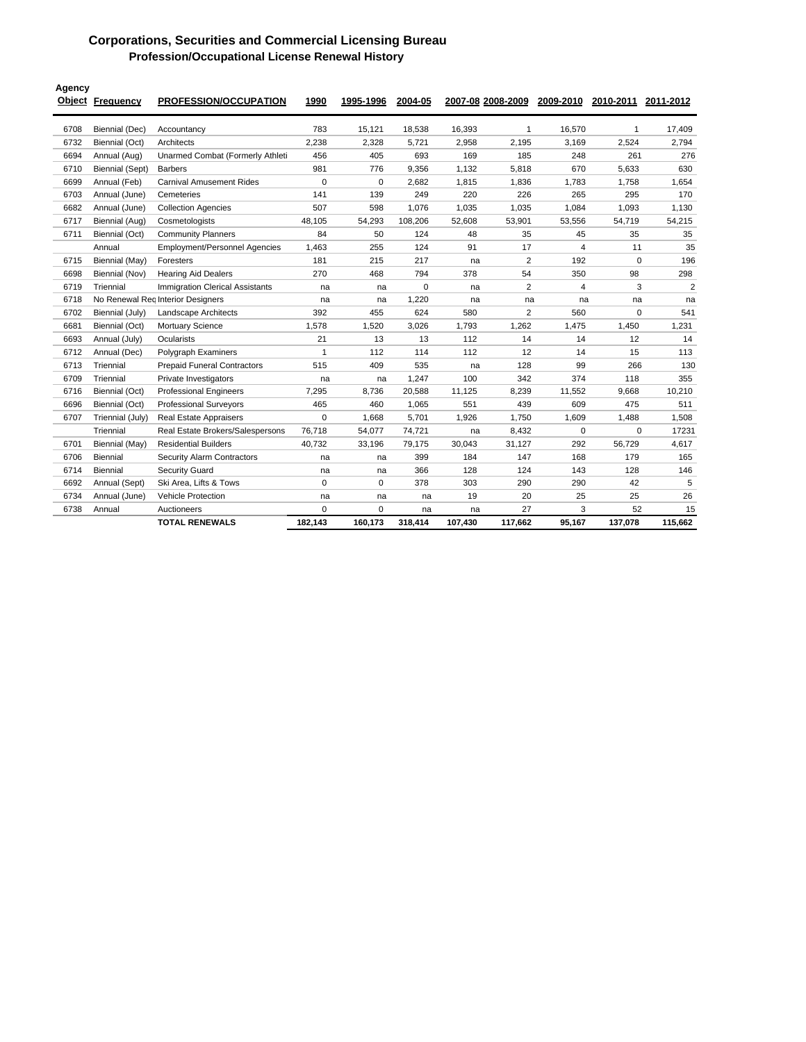# Corporations, Securities and Commercial Licensing Bureau

## Profession/Occupational License Renewal History

| Agency Object | Frequency | PROFESSION/OCCUPATION | 1990 | 1995-1996 | 2004-05 | 2007-08 | 2008-2009 | 2009-2010 | 2010-2011 | 2011-2012 |
|---|---|---|---|---|---|---|---|---|---|---|
| 6708 | Biennial (Dec) | Accountancy | 783 | 15,121 | 18,538 | 16,393 | 1 | 16,570 | 1 | 17,409 |
| 6732 | Biennial (Oct) | Architects | 2,238 | 2,328 | 5,721 | 2,958 | 2,195 | 3,169 | 2,524 | 2,794 |
| 6694 | Annual (Aug) | Unarmed Combat (Formerly Athleti | 456 | 405 | 693 | 169 | 185 | 248 | 261 | 276 |
| 6710 | Biennial (Sept) | Barbers | 981 | 776 | 9,356 | 1,132 | 5,818 | 670 | 5,633 | 630 |
| 6699 | Annual (Feb) | Carnival Amusement Rides | 0 | 0 | 2,682 | 1,815 | 1,836 | 1,783 | 1,758 | 1,654 |
| 6703 | Annual (June) | Cemeteries | 141 | 139 | 249 | 220 | 226 | 265 | 295 | 170 |
| 6682 | Annual (June) | Collection Agencies | 507 | 598 | 1,076 | 1,035 | 1,035 | 1,084 | 1,093 | 1,130 |
| 6717 | Biennial (Aug) | Cosmetologists | 48,105 | 54,293 | 108,206 | 52,608 | 53,901 | 53,556 | 54,719 | 54,215 |
| 6711 | Biennial (Oct) | Community Planners | 84 | 50 | 124 | 48 | 35 | 45 | 35 | 35 |
| | Annual | Employment/Personnel Agencies | 1,463 | 255 | 124 | 91 | 17 | 4 | 11 | 35 |
| 6715 | Biennial (May) | Foresters | 181 | 215 | 217 | na | 2 | 192 | 0 | 196 |
| 6698 | Biennial (Nov) | Hearing Aid Dealers | 270 | 468 | 794 | 378 | 54 | 350 | 98 | 298 |
| 6719 | Triennial | Immigration Clerical Assistants | na | na | 0 | na | 2 | 4 | 3 | 2 |
| 6718 | No Renewal Req | Interior Designers | na | na | 1,220 | na | na | na | na | na |
| 6702 | Biennial (July) | Landscape Architects | 392 | 455 | 624 | 580 | 2 | 560 | 0 | 541 |
| 6681 | Biennial (Oct) | Mortuary Science | 1,578 | 1,520 | 3,026 | 1,793 | 1,262 | 1,475 | 1,450 | 1,231 |
| 6693 | Annual (July) | Ocularists | 21 | 13 | 13 | 112 | 14 | 14 | 12 | 14 |
| 6712 | Annual (Dec) | Polygraph Examiners | 1 | 112 | 114 | 112 | 12 | 14 | 15 | 113 |
| 6713 | Triennial | Prepaid Funeral Contractors | 515 | 409 | 535 | na | 128 | 99 | 266 | 130 |
| 6709 | Triennial | Private Investigators | na | na | 1,247 | 100 | 342 | 374 | 118 | 355 |
| 6716 | Biennial (Oct) | Professional Engineers | 7,295 | 8,736 | 20,588 | 11,125 | 8,239 | 11,552 | 9,668 | 10,210 |
| 6696 | Biennial (Oct) | Professional Surveyors | 465 | 460 | 1,065 | 551 | 439 | 609 | 475 | 511 |
| 6707 | Triennial (July) | Real Estate Appraisers | 0 | 1,668 | 5,701 | 1,926 | 1,750 | 1,609 | 1,488 | 1,508 |
| | Triennial | Real Estate Brokers/Salespersons | 76,718 | 54,077 | 74,721 | na | 8,432 | 0 | 0 | 17231 |
| 6701 | Biennial (May) | Residential Builders | 40,732 | 33,196 | 79,175 | 30,043 | 31,127 | 292 | 56,729 | 4,617 |
| 6706 | Biennial | Security Alarm Contractors | na | na | 399 | 184 | 147 | 168 | 179 | 165 |
| 6714 | Biennial | Security Guard | na | na | 366 | 128 | 124 | 143 | 128 | 146 |
| 6692 | Annual (Sept) | Ski Area, Lifts & Tows | 0 | 0 | 378 | 303 | 290 | 290 | 42 | 5 |
| 6734 | Annual (June) | Vehicle Protection | na | na | na | 19 | 20 | 25 | 25 | 26 |
| 6738 | Annual | Auctioneers | 0 | 0 | na | na | 27 | 3 | 52 | 15 |
| | | **TOTAL RENEWALS** | **182,143** | **160,173** | **318,414** | **107,430** | **117,662** | **95,167** | **137,078** | **115,662** |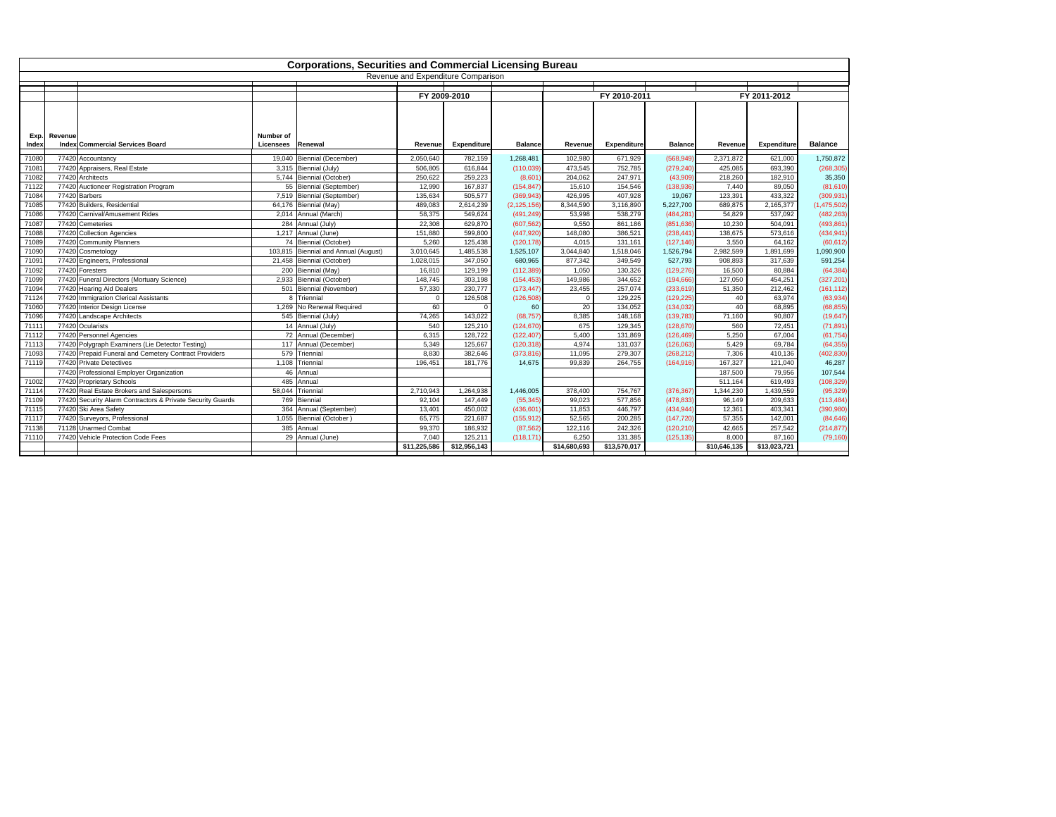# Corporations, Securities and Commercial Licensing Bureau

## Revenue and Expenditure Comparison

| Exp. Index | Revenue Index | Commercial Services Board | Number of Licensees | Renewal | FY 2009-2010 Revenue | FY 2009-2010 Expenditure | FY 2009-2010 Balance | FY 2010-2011 Revenue | FY 2010-2011 Expenditure | FY 2010-2011 Balance | FY 2011-2012 Revenue | FY 2011-2012 Expenditure | FY 2011-2012 Balance |
|---|---|---|---|---|---|---|---|---|---|---|---|---|---|
| 71080 | 77420 | Accountancy | 19,040 | Biennial (December) | 2,050,640 | 782,159 | 1,268,481 | 102,980 | 671,929 | (568,949) | 2,371,872 | 621,000 | 1,750,872 |
| 71081 | 77420 | Appraisers, Real Estate | 3,315 | Biennial (July) | 506,805 | 616,844 | (110,039) | 473,545 | 752,785 | (279,240) | 425,085 | 693,390 | (268,305) |
| 71082 | 77420 | Architects | 5,744 | Biennial (October) | 250,622 | 259,223 | (8,601) | 204,062 | 247,971 | (43,909) | 218,260 | 182,910 | 35,350 |
| 71122 | 77420 | Auctioneer Registration Program | 55 | Biennial (September) | 12,990 | 167,837 | (154,847) | 15,610 | 154,546 | (138,936) | 7,440 | 89,050 | (81,610) |
| 71084 | 77420 | Barbers | 7,519 | Biennial (September) | 135,634 | 505,577 | (369,943) | 426,995 | 407,928 | 19,067 | 123,391 | 433,322 | (309,931) |
| 71085 | 77420 | Builders, Residential | 64,176 | Biennial (May) | 489,083 | 2,614,239 | (2,125,156) | 8,344,590 | 3,116,890 | 5,227,700 | 689,875 | 2,165,377 | (1,475,502) |
| 71086 | 77420 | Carnival/Amusement Rides | 2,014 | Annual (March) | 58,375 | 549,624 | (491,249) | 53,998 | 538,279 | (484,281) | 54,829 | 537,092 | (482,263) |
| 71087 | 77420 | Cemeteries | 284 | Annual (July) | 22,308 | 629,870 | (607,562) | 9,550 | 861,186 | (851,636) | 10,230 | 504,091 | (493,861) |
| 71088 | 77420 | Collection Agencies | 1,217 | Annual (June) | 151,880 | 599,800 | (447,920) | 148,080 | 386,521 | (238,441) | 138,675 | 573,616 | (434,941) |
| 71089 | 77420 | Community Planners | 74 | Biennial (October) | 5,260 | 125,438 | (120,178) | 4,015 | 131,161 | (127,146) | 3,550 | 64,162 | (60,612) |
| 71090 | 77420 | Cosmetology | 103,815 | Biennial and Annual (August) | 3,010,645 | 1,485,538 | 1,525,107 | 3,044,840 | 1,518,046 | 1,526,794 | 2,982,599 | 1,891,699 | 1,090,900 |
| 71091 | 77420 | Engineers, Professional | 21,458 | Biennial (October) | 1,028,015 | 347,050 | 680,965 | 877,342 | 349,549 | 527,793 | 908,893 | 317,639 | 591,254 |
| 71092 | 77420 | Foresters | 200 | Biennial (May) | 16,810 | 129,199 | (112,389) | 1,050 | 130,326 | (129,276) | 16,500 | 80,884 | (64,384) |
| 71099 | 77420 | Funeral Directors (Mortuary Science) | 2,933 | Biennial (October) | 148,745 | 303,198 | (154,453) | 149,986 | 344,652 | (194,666) | 127,050 | 454,251 | (327,201) |
| 71094 | 77420 | Hearing Aid Dealers | 501 | Biennial (November) | 57,330 | 230,777 | (173,447) | 23,455 | 257,074 | (233,619) | 51,350 | 212,462 | (161,112) |
| 71124 | 77420 | Immigration Clerical Assistants | 8 | Triennial | 0 | 126,508 | (126,508) | 0 | 129,225 | (129,225) | 40 | 63,974 | (63,934) |
| 71060 | 77420 | Interior Design License | 1,269 | No Renewal Required | 60 | 0 | 60 | 20 | 134,052 | (134,032) | 40 | 68,895 | (68,855) |
| 71096 | 77420 | Landscape Architects | 545 | Biennial (July) | 74,265 | 143,022 | (68,757) | 8,385 | 148,168 | (139,783) | 71,160 | 90,807 | (19,647) |
| 71111 | 77420 | Ocularists | 14 | Annual (July) | 540 | 125,210 | (124,670) | 675 | 129,345 | (128,670) | 560 | 72,451 | (71,891) |
| 71112 | 77420 | Personnel Agencies | 72 | Annual (December) | 6,315 | 128,722 | (122,407) | 5,400 | 131,869 | (126,469) | 5,250 | 67,004 | (61,754) |
| 71113 | 77420 | Polygraph Examiners (Lie Detector Testing) | 117 | Annual (December) | 5,349 | 125,667 | (120,318) | 4,974 | 131,037 | (126,063) | 5,429 | 69,784 | (64,355) |
| 71093 | 77420 | Prepaid Funeral and Cemetery Contract Providers | 579 | Triennial | 8,830 | 382,646 | (373,816) | 11,095 | 279,307 | (268,212) | 7,306 | 410,136 | (402,830) |
| 71119 | 77420 | Private Detectives | 1,108 | Triennial | 196,451 | 181,776 | 14,675 | 99,839 | 264,755 | (164,916) | 167,327 | 121,040 | 46,287 |
| | 77420 | Professional Employer Organization | 46 | Annual | | | | | | | 187,500 | 79,956 | 107,544 |
| 71002 | 77420 | Proprietary Schools | 485 | Annual | | | | | | | 511,164 | 619,493 | (108,329) |
| 71114 | 77420 | Real Estate Brokers and Salespersons | 58,044 | Triennial | 2,710,943 | 1,264,938 | 1,446,005 | 378,400 | 754,767 | (376,367) | 1,344,230 | 1,439,559 | (95,329) |
| 71109 | 77420 | Security Alarm Contractors & Private Security Guards | 769 | Biennial | 92,104 | 147,449 | (55,345) | 99,023 | 577,856 | (478,833) | 96,149 | 209,633 | (113,484) |
| 71115 | 77420 | Ski Area Safety | 364 | Annual (September) | 13,401 | 450,002 | (436,601) | 11,853 | 446,797 | (434,944) | 12,361 | 403,341 | (390,980) |
| 71117 | 77420 | Surveyors, Professional | 1,055 | Biennial (October ) | 65,775 | 221,687 | (155,912) | 52,565 | 200,285 | (147,720) | 57,355 | 142,001 | (84,646) |
| 71138 | 71128 | Unarmed Combat | 385 | Annual | 99,370 | 186,932 | (87,562) | 122,116 | 242,326 | (120,210) | 42,665 | 257,542 | (214,877) |
| 71110 | 77420 | Vehicle Protection Code Fees | 29 | Annual (June) | 7,040 | 125,211 | (118,171) | 6,250 | 131,385 | (125,135) | 8,000 | 87,160 | (79,160) |
| | | | | | $11,225,586 | $12,956,143 | | $14,680,693 | $13,570,017 | | $10,646,135 | $13,023,721 | |